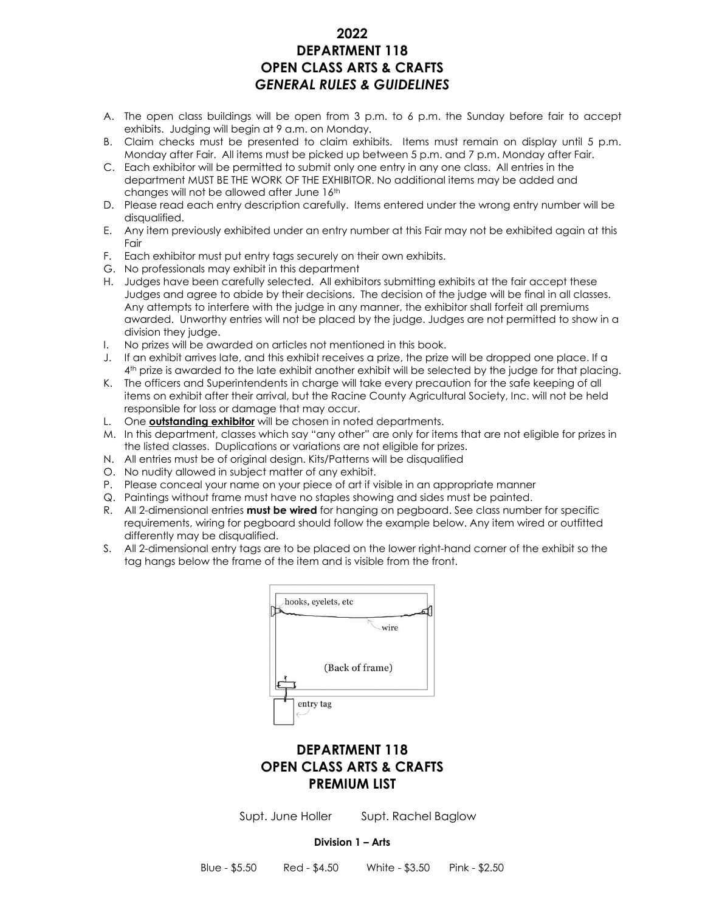# 2022
# DEPARTMENT 118
# OPEN CLASS ARTS & CRAFTS
## *GENERAL RULES & GUIDELINES*

A. The open class buildings will be open from 3 p.m. to 6 p.m. the Sunday before fair to accept exhibits. Judging will begin at 9 a.m. on Monday.
B. Claim checks must be presented to claim exhibits. Items must remain on display until 5 p.m. Monday after Fair. All items must be picked up between 5 p.m. and 7 p.m. Monday after Fair.
C. Each exhibitor will be permitted to submit only one entry in any one class. All entries in the department MUST BE THE WORK OF THE EXHIBITOR. No additional items may be added and changes will not be allowed after June 16th
D. Please read each entry description carefully. Items entered under the wrong entry number will be disqualified.
E. Any item previously exhibited under an entry number at this Fair may not be exhibited again at this Fair
F. Each exhibitor must put entry tags securely on their own exhibits.
G. No professionals may exhibit in this department
H. Judges have been carefully selected. All exhibitors submitting exhibits at the fair accept these Judges and agree to abide by their decisions. The decision of the judge will be final in all classes. Any attempts to interfere with the judge in any manner, the exhibitor shall forfeit all premiums awarded. Unworthy entries will not be placed by the judge. Judges are not permitted to show in a division they judge.
I. No prizes will be awarded on articles not mentioned in this book.
J. If an exhibit arrives late, and this exhibit receives a prize, the prize will be dropped one place. If a 4th prize is awarded to the late exhibit another exhibit will be selected by the judge for that placing.
K. The officers and Superintendents in charge will take every precaution for the safe keeping of all items on exhibit after their arrival, but the Racine County Agricultural Society, Inc. will not be held responsible for loss or damage that may occur.
L. One **outstanding exhibitor** will be chosen in noted departments.
M. In this department, classes which say "any other" are only for items that are not eligible for prizes in the listed classes. Duplications or variations are not eligible for prizes.
N. All entries must be of original design. Kits/Patterns will be disqualified
O. No nudity allowed in subject matter of any exhibit.
P. Please conceal your name on your piece of art if visible in an appropriate manner
Q. Paintings without frame must have no staples showing and sides must be painted.
R. All 2-dimensional entries **must be wired** for hanging on pegboard. See class number for specific requirements, wiring for pegboard should follow the example below. Any item wired or outfitted differently may be disqualified.
S. All 2-dimensional entry tags are to be placed on the lower right-hand corner of the exhibit so the tag hangs below the frame of the item and is visible from the front.

hooks, eyelets, etc

wire

(Back of frame)

entry tag

# DEPARTMENT 118
# OPEN CLASS ARTS & CRAFTS
# PREMIUM LIST

Supt. June Holler Supt. Rachel Baglow

**Division 1 – Arts**

Blue - $5.50 Red - $4.50 White - $3.50 Pink - $2.50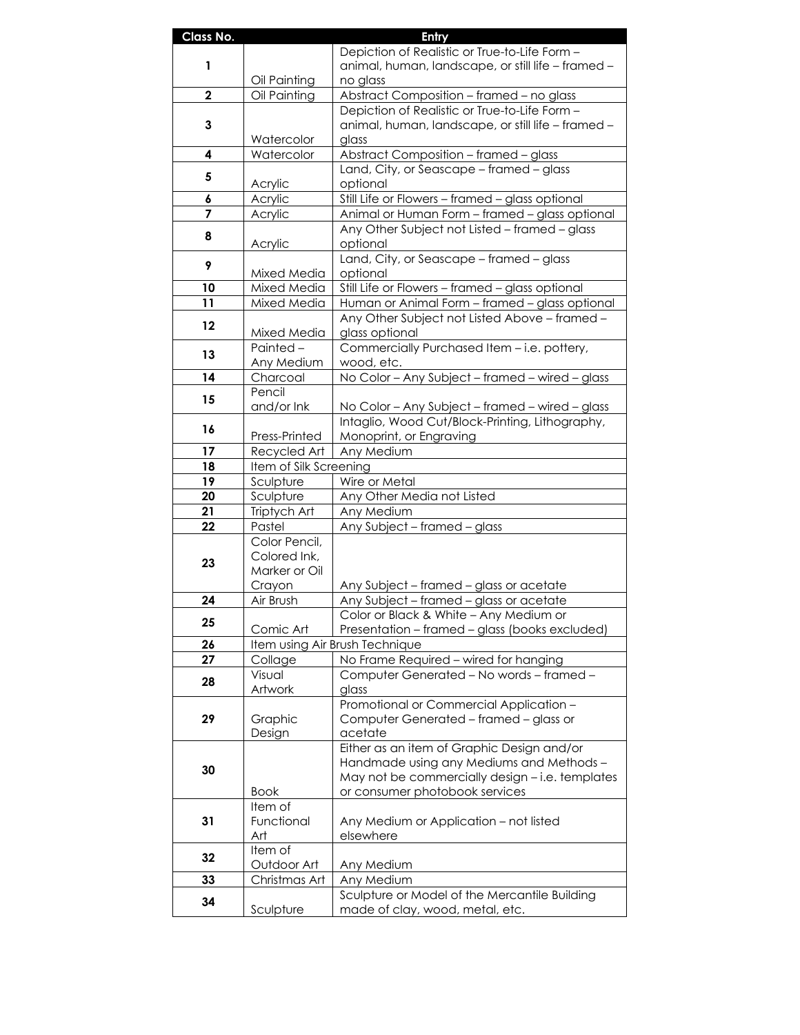| Class No. | Entry | |
|---|---|---|
| **1** | Oil Painting | Depiction of Realistic or True-to-Life Form – animal, human, landscape, or still life – framed – no glass |
| **2** | Oil Painting | Abstract Composition – framed – no glass |
| **3** | Watercolor | Depiction of Realistic or True-to-Life Form – animal, human, landscape, or still life – framed – glass |
| **4** | Watercolor | Abstract Composition – framed – glass |
| **5** | Acrylic | Land, City, or Seascape – framed – glass optional |
| **6** | Acrylic | Still Life or Flowers – framed – glass optional |
| **7** | Acrylic | Animal or Human Form – framed – glass optional |
| **8** | Acrylic | Any Other Subject not Listed – framed – glass optional |
| **9** | Mixed Media | Land, City, or Seascape – framed – glass optional |
| **10** | Mixed Media | Still Life or Flowers – framed – glass optional |
| **11** | Mixed Media | Human or Animal Form – framed – glass optional |
| **12** | Mixed Media | Any Other Subject not Listed Above – framed – glass optional |
| **13** | Painted – Any Medium | Commercially Purchased Item – i.e. pottery, wood, etc. |
| **14** | Charcoal | No Color – Any Subject – framed – wired – glass |
| **15** | Pencil and/or Ink | No Color – Any Subject – framed – wired – glass |
| **16** | Press-Printed | Intaglio, Wood Cut/Block-Printing, Lithography, Monoprint, or Engraving |
| **17** | Recycled Art | Any Medium |
| **18** | Item of Silk Screening | |
| **19** | Sculpture | Wire or Metal |
| **20** | Sculpture | Any Other Media not Listed |
| **21** | Triptych Art | Any Medium |
| **22** | Pastel | Any Subject – framed – glass |
| **23** | Color Pencil, Colored Ink, Marker or Oil Crayon | Any Subject – framed – glass or acetate |
| **24** | Air Brush | Any Subject – framed – glass or acetate |
| **25** | Comic Art | Color or Black & White – Any Medium or Presentation – framed – glass (books excluded) |
| **26** | Item using Air Brush Technique | |
| **27** | Collage | No Frame Required – wired for hanging |
| **28** | Visual Artwork | Computer Generated – No words – framed – glass |
| **29** | Graphic Design | Promotional or Commercial Application – Computer Generated – framed – glass or acetate |
| **30** | Book | Either as an item of Graphic Design and/or Handmade using any Mediums and Methods – May not be commercially design – i.e. templates or consumer photobook services |
| **31** | Item of Functional Art | Any Medium or Application – not listed elsewhere |
| **32** | Item of Outdoor Art | Any Medium |
| **33** | Christmas Art | Any Medium |
| **34** | Sculpture | Sculpture or Model of the Mercantile Building made of clay, wood, metal, etc. |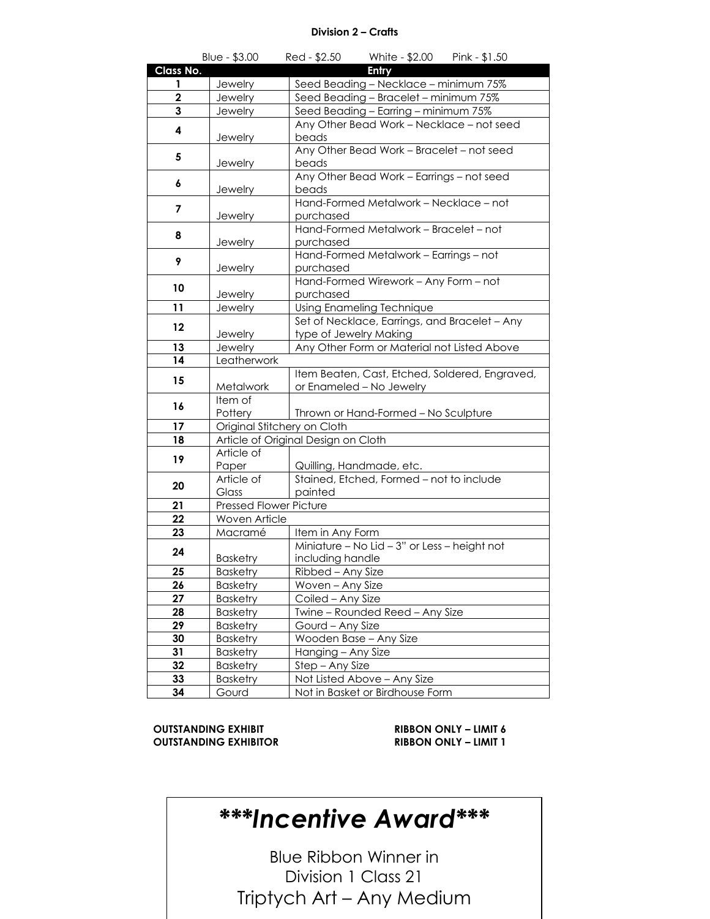## Division 2 – Crafts

Blue - $3.00 Red - $2.50 White - $2.00 Pink - $1.50

| Class No. | Entry | |
|---|---|---|
| 1 | Jewelry | Seed Beading – Necklace – minimum 75% |
| 2 | Jewelry | Seed Beading – Bracelet – minimum 75% |
| 3 | Jewelry | Seed Beading – Earring – minimum 75% |
| 4 | Jewelry | Any Other Bead Work – Necklace – not seed beads |
| 5 | Jewelry | Any Other Bead Work – Bracelet – not seed beads |
| 6 | Jewelry | Any Other Bead Work – Earrings – not seed beads |
| 7 | Jewelry | Hand-Formed Metalwork – Necklace – not purchased |
| 8 | Jewelry | Hand-Formed Metalwork – Bracelet – not purchased |
| 9 | Jewelry | Hand-Formed Metalwork – Earrings – not purchased |
| 10 | Jewelry | Hand-Formed Wirework – Any Form – not purchased |
| 11 | Jewelry | Using Enameling Technique |
| 12 | Jewelry | Set of Necklace, Earrings, and Bracelet – Any type of Jewelry Making |
| 13 | Jewelry | Any Other Form or Material not Listed Above |
| 14 | Leatherwork | |
| 15 | Metalwork | Item Beaten, Cast, Etched, Soldered, Engraved, or Enameled – No Jewelry |
| 16 | Item of Pottery | Thrown or Hand-Formed – No Sculpture |
| 17 | Original Stitchery on Cloth | |
| 18 | Article of Original Design on Cloth | |
| 19 | Article of Paper | Quilling, Handmade, etc. |
| 20 | Article of Glass | Stained, Etched, Formed – not to include painted |
| 21 | Pressed Flower Picture | |
| 22 | Woven Article | |
| 23 | Macramé | Item in Any Form |
| 24 | Basketry | Miniature – No Lid – 3" or Less – height not including handle |
| 25 | Basketry | Ribbed – Any Size |
| 26 | Basketry | Woven – Any Size |
| 27 | Basketry | Coiled – Any Size |
| 28 | Basketry | Twine – Rounded Reed – Any Size |
| 29 | Basketry | Gourd – Any Size |
| 30 | Basketry | Wooden Base – Any Size |
| 31 | Basketry | Hanging – Any Size |
| 32 | Basketry | Step – Any Size |
| 33 | Basketry | Not Listed Above – Any Size |
| 34 | Gourd | Not in Basket or Birdhouse Form |

**OUTSTANDING EXHIBIT** **RIBBON ONLY – LIMIT 6**
**OUTSTANDING EXHIBITOR** **RIBBON ONLY – LIMIT 1**

# ***\*\*\*Incentive Award\*\*\****

Blue Ribbon Winner in
Division 1 Class 21
Triptych Art – Any Medium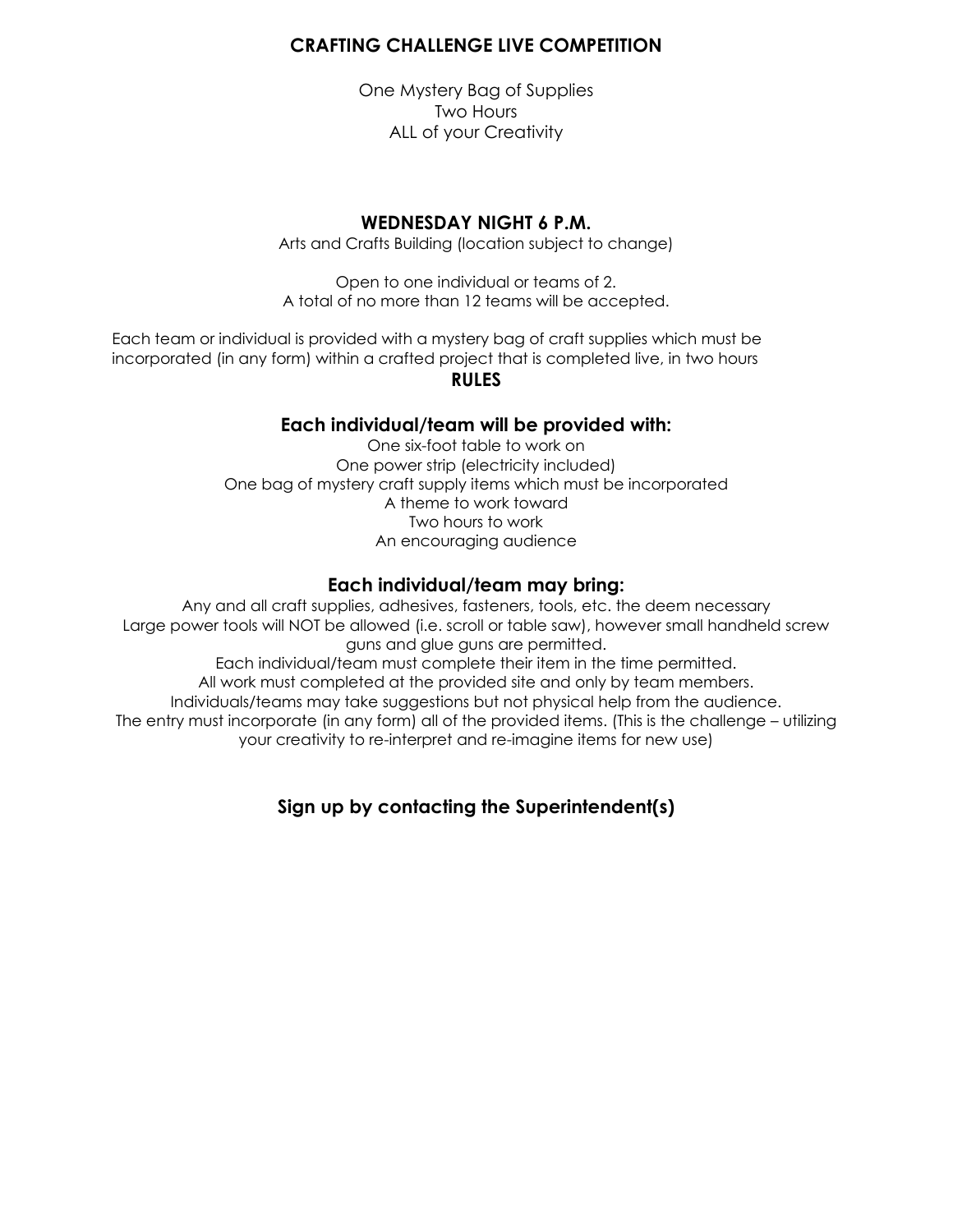## CRAFTING CHALLENGE LIVE COMPETITION

One Mystery Bag of Supplies
Two Hours
ALL of your Creativity

### WEDNESDAY NIGHT 6 P.M.

Arts and Crafts Building (location subject to change)

Open to one individual or teams of 2.
A total of no more than 12 teams will be accepted.

Each team or individual is provided with a mystery bag of craft supplies which must be incorporated (in any form) within a crafted project that is completed live, in two hours

**RULES**

### Each individual/team will be provided with:

One six-foot table to work on
One power strip (electricity included)
One bag of mystery craft supply items which must be incorporated
A theme to work toward
Two hours to work
An encouraging audience

### Each individual/team may bring:

Any and all craft supplies, adhesives, fasteners, tools, etc. the deem necessary
Large power tools will NOT be allowed (i.e. scroll or table saw), however small handheld screw guns and glue guns are permitted.
Each individual/team must complete their item in the time permitted.
All work must completed at the provided site and only by team members.
Individuals/teams may take suggestions but not physical help from the audience.
The entry must incorporate (in any form) all of the provided items. (This is the challenge – utilizing your creativity to re-interpret and re-imagine items for new use)

### Sign up by contacting the Superintendent(s)